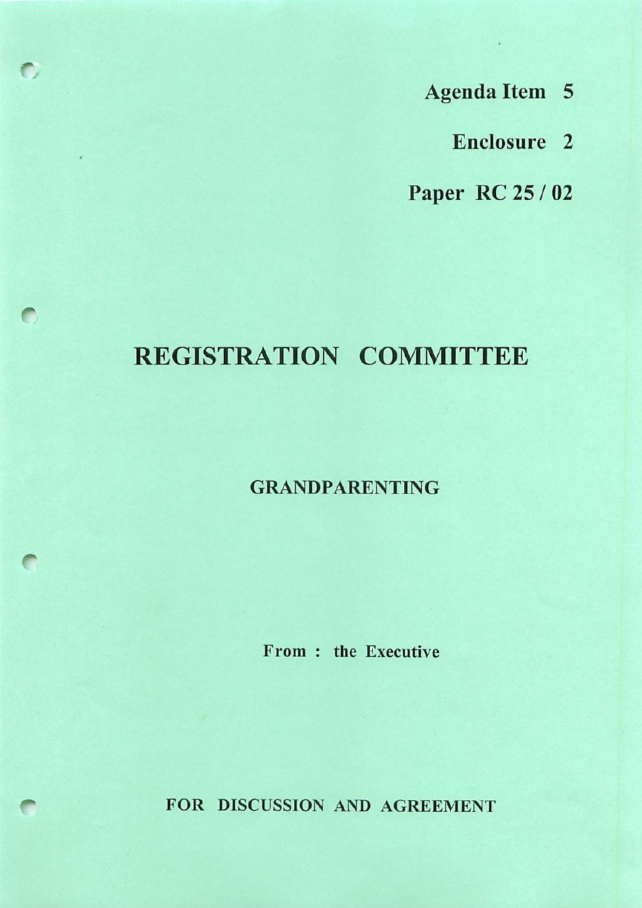**Agenda Item 5**

**Enclosure 2**

**Paper RC 25 / 02**

# REGISTRATION COMMITTEE

## GRANDPARENTING

**From : the Executive**

**FOR DISCUSSION AND AGREEMENT**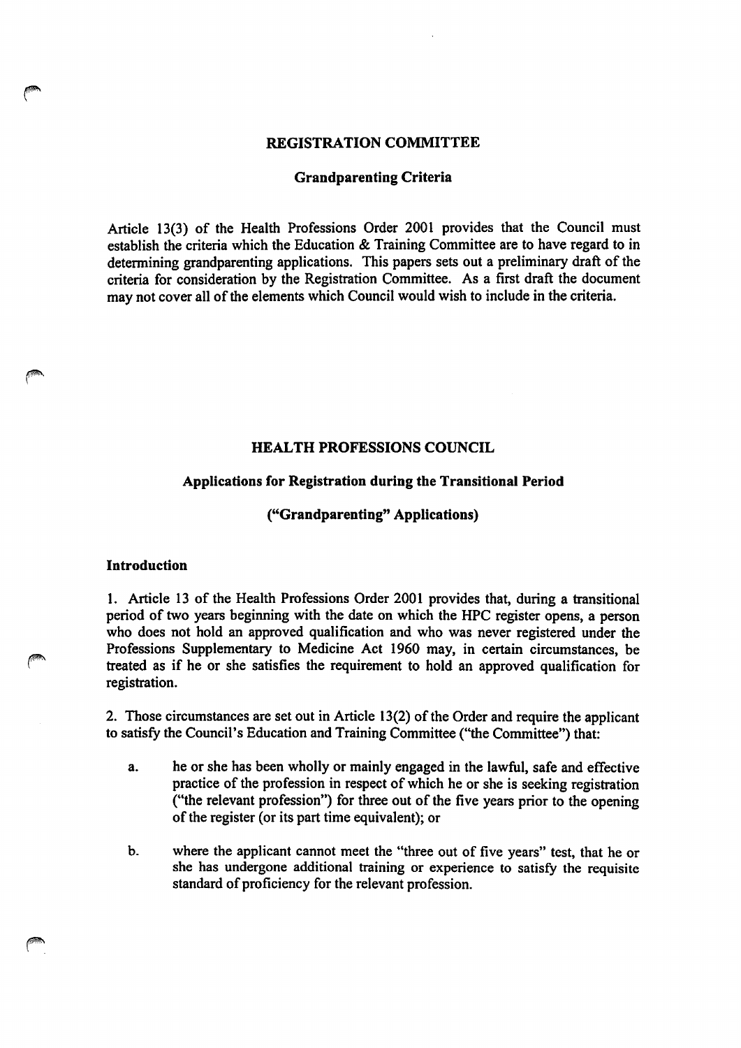## REGISTRATION COMMITTEE

### Grandparenting Criteria

Article 13(3) of the Health Professions Order 2001 provides that the Council must establish the criteria which the Education & Training Committee are to have regard to in determining grandparenting applications. This papers sets out a preliminary draft of the criteria for consideration by the Registration Committee. As a first draft the document may not cover all of the elements which Council would wish to include in the criteria.

## HEALTH PROFESSIONS COUNCIL

### Applications for Registration during the Transitional Period

### ("Grandparenting" Applications)

#### Introduction

1. Article 13 of the Health Professions Order 2001 provides that, during a transitional period of two years beginning with the date on which the HPC register opens, a person who does not hold an approved qualification and who was never registered under the Professions Supplementary to Medicine Act 1960 may, in certain circumstances, be treated as if he or she satisfies the requirement to hold an approved qualification for registration.

2. Those circumstances are set out in Article 13(2) of the Order and require the applicant to satisfy the Council's Education and Training Committee ("the Committee") that:

   a. he or she has been wholly or mainly engaged in the lawful, safe and effective practice of the profession in respect of which he or she is seeking registration ("the relevant profession") for three out of the five years prior to the opening of the register (or its part time equivalent); or

   b. where the applicant cannot meet the "three out of five years" test, that he or she has undergone additional training or experience to satisfy the requisite standard of proficiency for the relevant profession.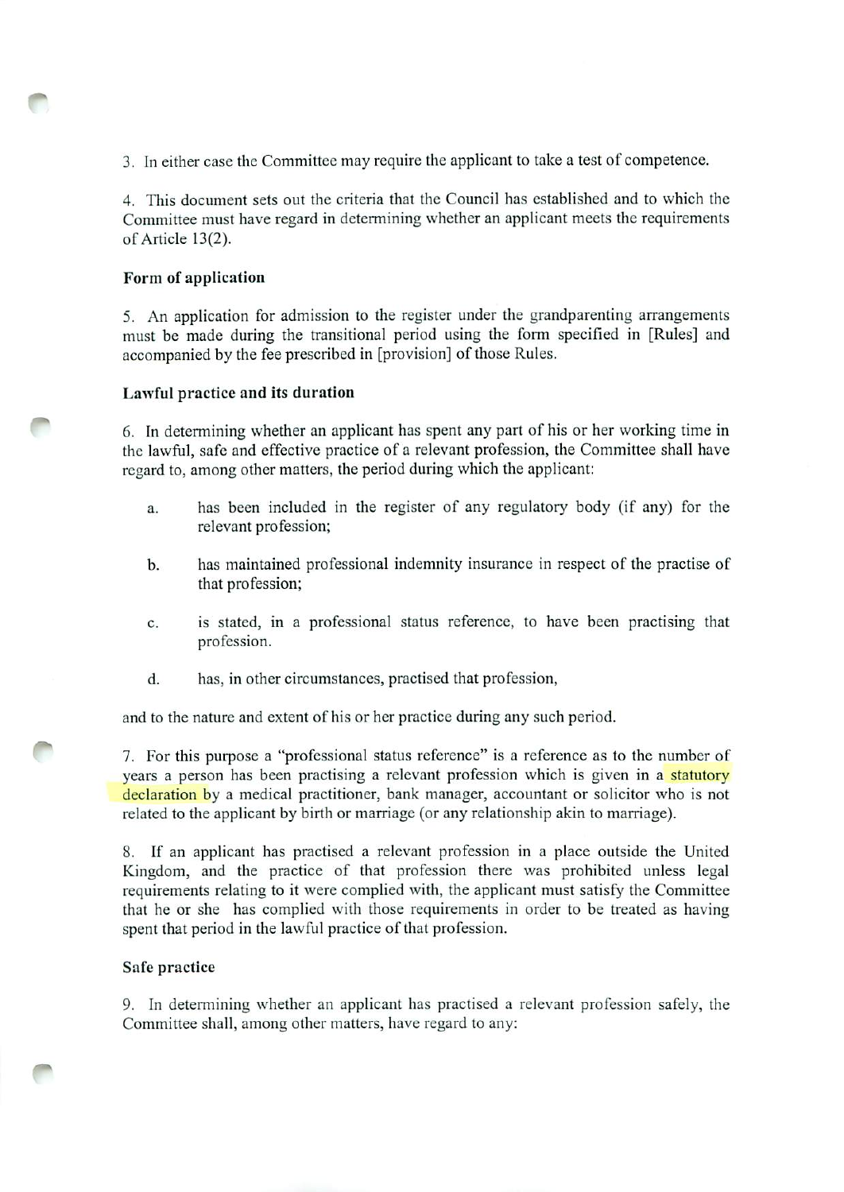3. In either case the Committee may require the applicant to take a test of competence.

4. This document sets out the criteria that the Council has established and to which the Committee must have regard in determining whether an applicant meets the requirements of Article 13(2).

**Form of application**

5. An application for admission to the register under the grandparenting arrangements must be made during the transitional period using the form specified in [Rules] and accompanied by the fee prescribed in [provision] of those Rules.

**Lawful practice and its duration**

6. In determining whether an applicant has spent any part of his or her working time in the lawful, safe and effective practice of a relevant profession, the Committee shall have regard to, among other matters, the period during which the applicant:

a. has been included in the register of any regulatory body (if any) for the relevant profession;

b. has maintained professional indemnity insurance in respect of the practise of that profession;

c. is stated, in a professional status reference, to have been practising that profession.

d. has, in other circumstances, practised that profession,

and to the nature and extent of his or her practice during any such period.

7. For this purpose a "professional status reference" is a reference as to the number of years a person has been practising a relevant profession which is given in a statutory declaration by a medical practitioner, bank manager, accountant or solicitor who is not related to the applicant by birth or marriage (or any relationship akin to marriage).

8. If an applicant has practised a relevant profession in a place outside the United Kingdom, and the practice of that profession there was prohibited unless legal requirements relating to it were complied with, the applicant must satisfy the Committee that he or she has complied with those requirements in order to be treated as having spent that period in the lawful practice of that profession.

**Safe practice**

9. In determining whether an applicant has practised a relevant profession safely, the Committee shall, among other matters, have regard to any: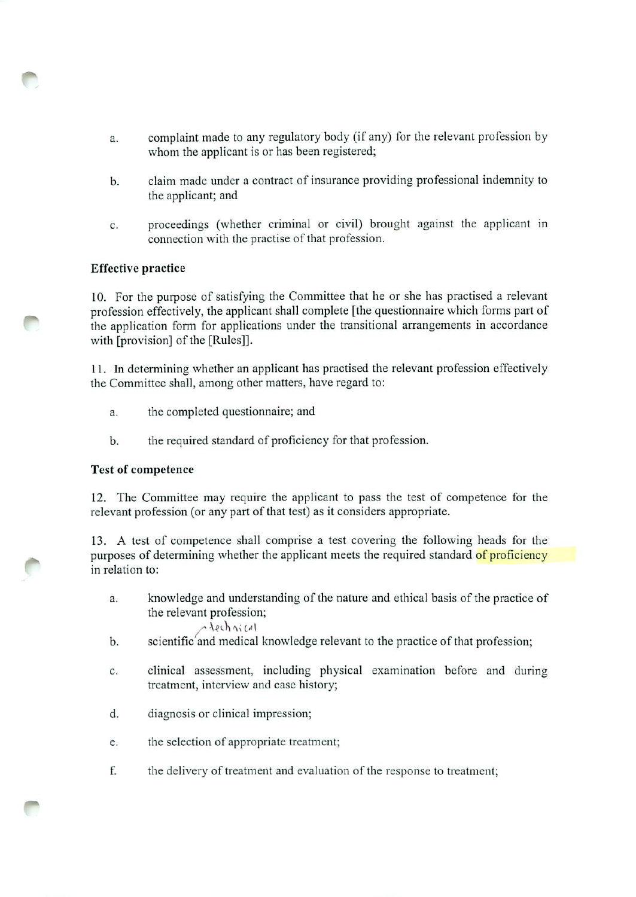a. complaint made to any regulatory body (if any) for the relevant profession by whom the applicant is or has been registered;

b. claim made under a contract of insurance providing professional indemnity to the applicant; and

c. proceedings (whether criminal or civil) brought against the applicant in connection with the practise of that profession.

**Effective practice**

10. For the purpose of satisfying the Committee that he or she has practised a relevant profession effectively, the applicant shall complete [the questionnaire which forms part of the application form for applications under the transitional arrangements in accordance with [provision] of the [Rules]].

11. In determining whether an applicant has practised the relevant profession effectively the Committee shall, among other matters, have regard to:

a. the completed questionnaire; and

b. the required standard of proficiency for that profession.

**Test of competence**

12. The Committee may require the applicant to pass the test of competence for the relevant profession (or any part of that test) as it considers appropriate.

13. A test of competence shall comprise a test covering the following heads for the purposes of determining whether the applicant meets the required standard of proficiency in relation to:

a. knowledge and understanding of the nature and ethical basis of the practice of the relevant profession;

b. scientific [handwritten insertion: technical] and medical knowledge relevant to the practice of that profession;

c. clinical assessment, including physical examination before and during treatment, interview and case history;

d. diagnosis or clinical impression;

e. the selection of appropriate treatment;

f. the delivery of treatment and evaluation of the response to treatment;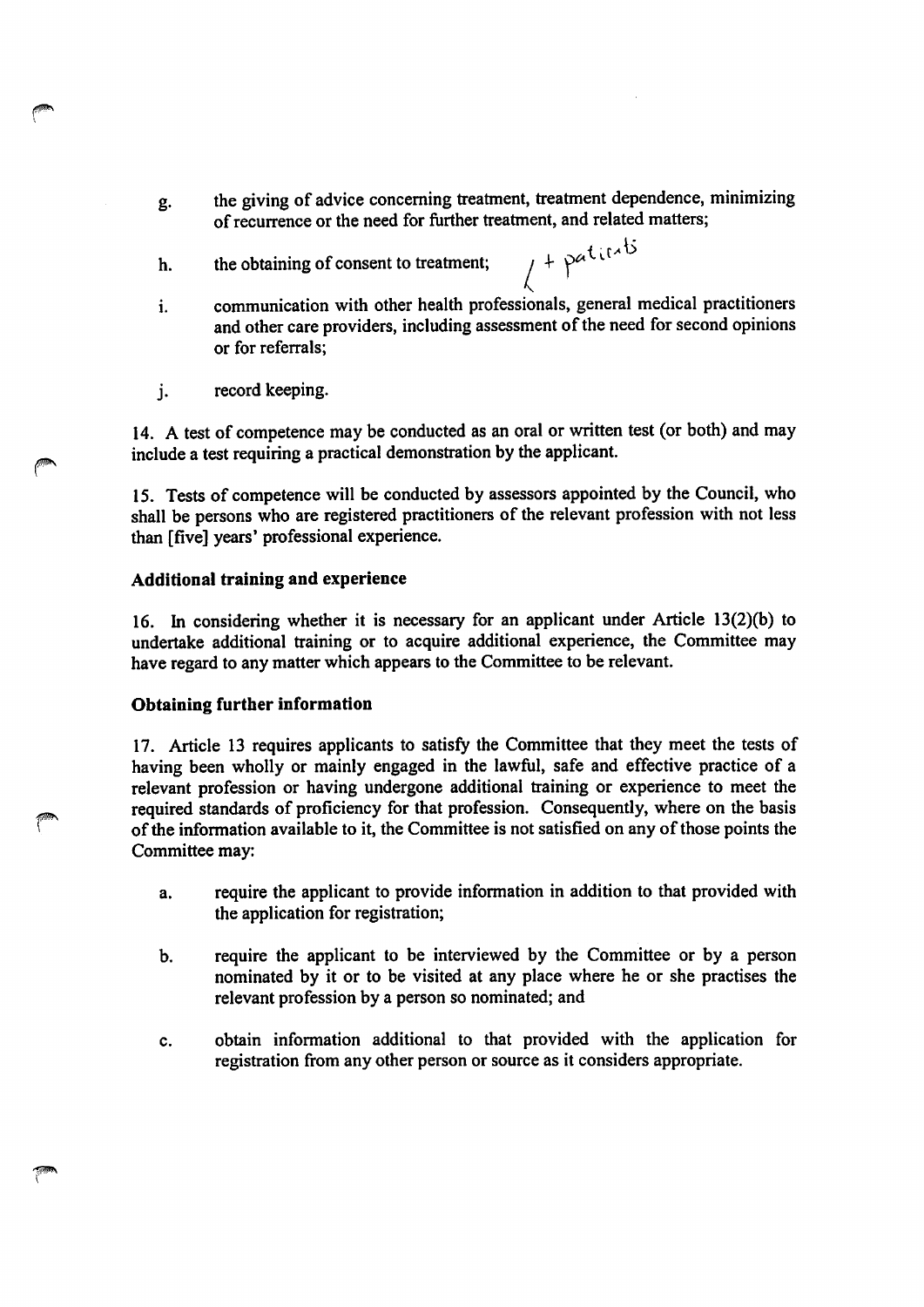g. the giving of advice concerning treatment, treatment dependence, minimizing of recurrence or the need for further treatment, and related matters;

h. the obtaining of consent to treatment; / + patients

i. communication with other health professionals, general medical practitioners and other care providers, including assessment of the need for second opinions or for referrals;

j. record keeping.

14. A test of competence may be conducted as an oral or written test (or both) and may include a test requiring a practical demonstration by the applicant.

15. Tests of competence will be conducted by assessors appointed by the Council, who shall be persons who are registered practitioners of the relevant profession with not less than [five] years' professional experience.

**Additional training and experience**

16. In considering whether it is necessary for an applicant under Article 13(2)(b) to undertake additional training or to acquire additional experience, the Committee may have regard to any matter which appears to the Committee to be relevant.

**Obtaining further information**

17. Article 13 requires applicants to satisfy the Committee that they meet the tests of having been wholly or mainly engaged in the lawful, safe and effective practice of a relevant profession or having undergone additional training or experience to meet the required standards of proficiency for that profession. Consequently, where on the basis of the information available to it, the Committee is not satisfied on any of those points the Committee may:

a. require the applicant to provide information in addition to that provided with the application for registration;

b. require the applicant to be interviewed by the Committee or by a person nominated by it or to be visited at any place where he or she practises the relevant profession by a person so nominated; and

c. obtain information additional to that provided with the application for registration from any other person or source as it considers appropriate.